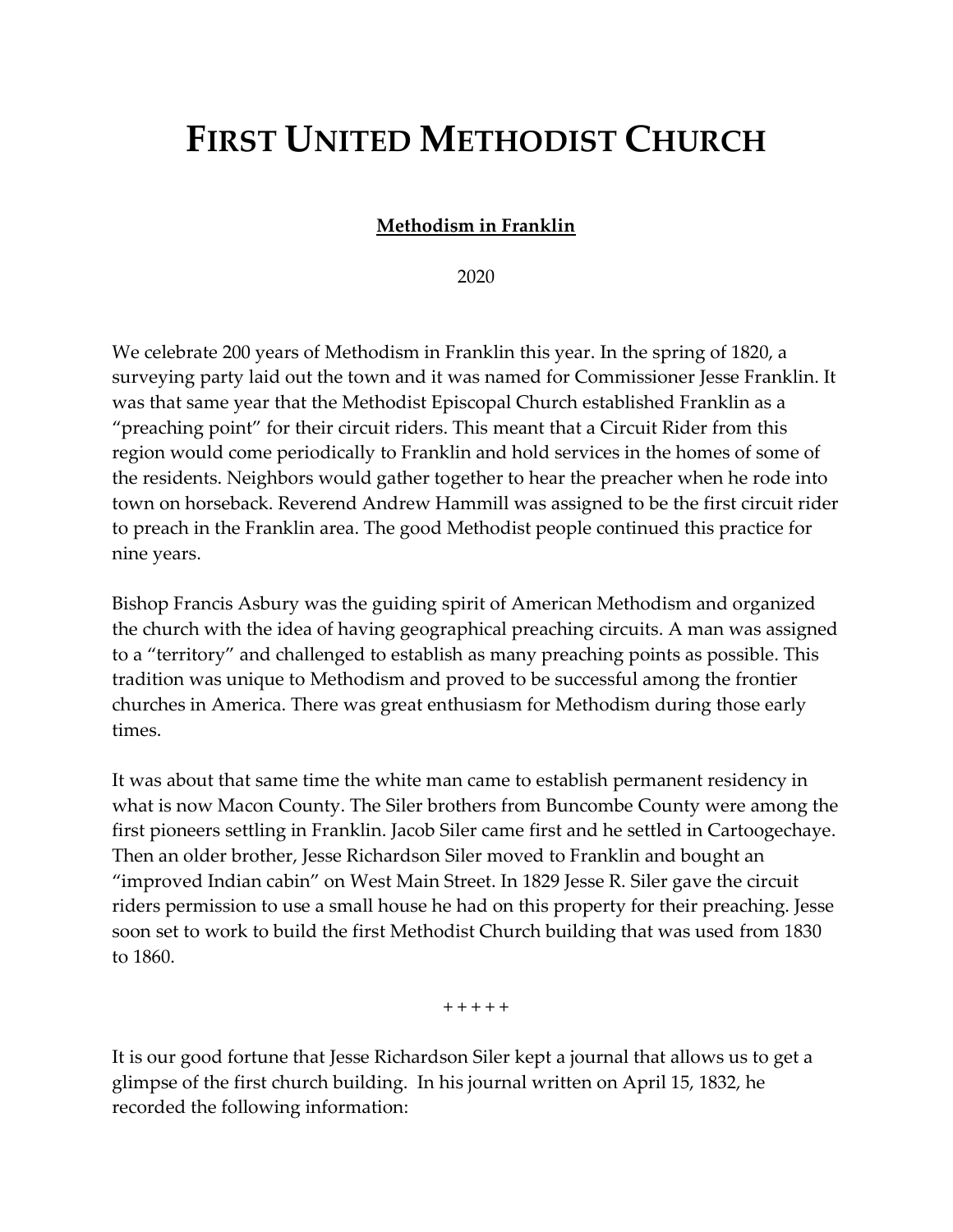# First United Methodist Church

**Methodism in Franklin**

2020

We celebrate 200 years of Methodism in Franklin this year. In the spring of 1820, a surveying party laid out the town and it was named for Commissioner Jesse Franklin. It was that same year that the Methodist Episcopal Church established Franklin as a "preaching point" for their circuit riders. This meant that a Circuit Rider from this region would come periodically to Franklin and hold services in the homes of some of the residents. Neighbors would gather together to hear the preacher when he rode into town on horseback. Reverend Andrew Hammill was assigned to be the first circuit rider to preach in the Franklin area. The good Methodist people continued this practice for nine years.

Bishop Francis Asbury was the guiding spirit of American Methodism and organized the church with the idea of having geographical preaching circuits. A man was assigned to a "territory" and challenged to establish as many preaching points as possible. This tradition was unique to Methodism and proved to be successful among the frontier churches in America. There was great enthusiasm for Methodism during those early times.

It was about that same time the white man came to establish permanent residency in what is now Macon County. The Siler brothers from Buncombe County were among the first pioneers settling in Franklin. Jacob Siler came first and he settled in Cartoogechaye. Then an older brother, Jesse Richardson Siler moved to Franklin and bought an "improved Indian cabin" on West Main Street. In 1829 Jesse R. Siler gave the circuit riders permission to use a small house he had on this property for their preaching. Jesse soon set to work to build the first Methodist Church building that was used from 1830 to 1860.

+ + + + +

It is our good fortune that Jesse Richardson Siler kept a journal that allows us to get a glimpse of the first church building. In his journal written on April 15, 1832, he recorded the following information: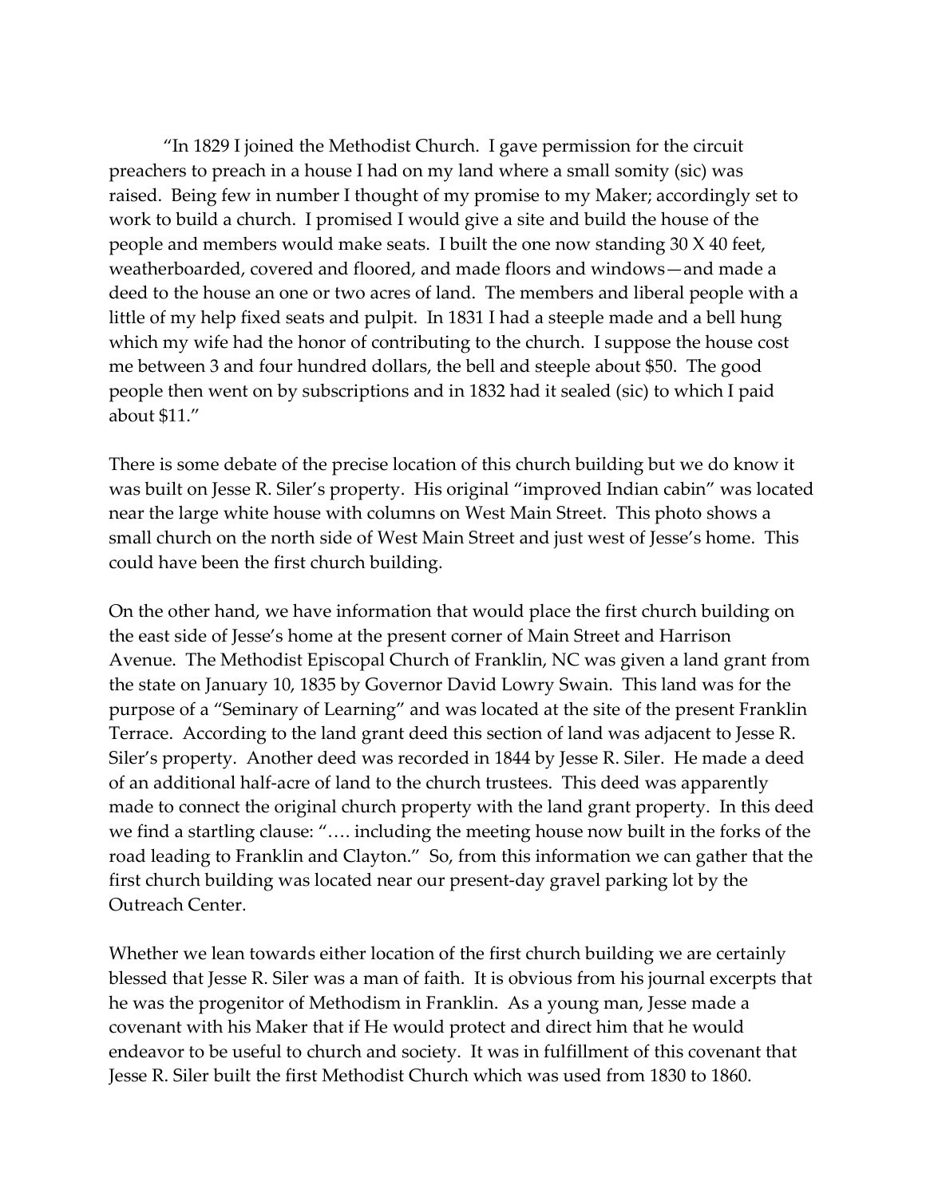"In 1829 I joined the Methodist Church. I gave permission for the circuit preachers to preach in a house I had on my land where a small somity (sic) was raised. Being few in number I thought of my promise to my Maker; accordingly set to work to build a church. I promised I would give a site and build the house of the people and members would make seats. I built the one now standing 30 X 40 feet, weatherboarded, covered and floored, and made floors and windows—and made a deed to the house an one or two acres of land. The members and liberal people with a little of my help fixed seats and pulpit. In 1831 I had a steeple made and a bell hung which my wife had the honor of contributing to the church. I suppose the house cost me between 3 and four hundred dollars, the bell and steeple about $50. The good people then went on by subscriptions and in 1832 had it sealed (sic) to which I paid about $11."

There is some debate of the precise location of this church building but we do know it was built on Jesse R. Siler's property. His original "improved Indian cabin" was located near the large white house with columns on West Main Street. This photo shows a small church on the north side of West Main Street and just west of Jesse's home. This could have been the first church building.

On the other hand, we have information that would place the first church building on the east side of Jesse's home at the present corner of Main Street and Harrison Avenue. The Methodist Episcopal Church of Franklin, NC was given a land grant from the state on January 10, 1835 by Governor David Lowry Swain. This land was for the purpose of a "Seminary of Learning" and was located at the site of the present Franklin Terrace. According to the land grant deed this section of land was adjacent to Jesse R. Siler's property. Another deed was recorded in 1844 by Jesse R. Siler. He made a deed of an additional half-acre of land to the church trustees. This deed was apparently made to connect the original church property with the land grant property. In this deed we find a startling clause: "…. including the meeting house now built in the forks of the road leading to Franklin and Clayton." So, from this information we can gather that the first church building was located near our present-day gravel parking lot by the Outreach Center.

Whether we lean towards either location of the first church building we are certainly blessed that Jesse R. Siler was a man of faith. It is obvious from his journal excerpts that he was the progenitor of Methodism in Franklin. As a young man, Jesse made a covenant with his Maker that if He would protect and direct him that he would endeavor to be useful to church and society. It was in fulfillment of this covenant that Jesse R. Siler built the first Methodist Church which was used from 1830 to 1860.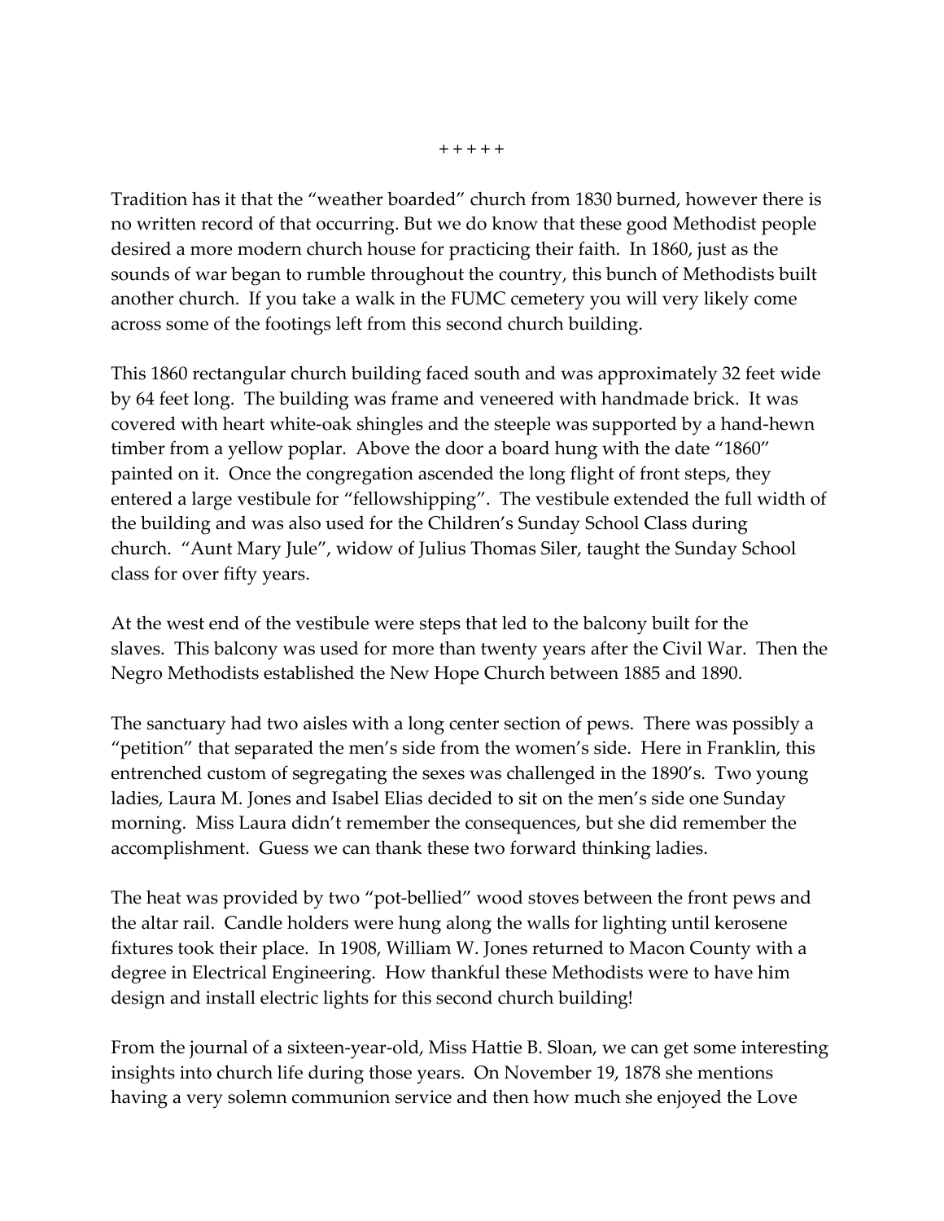+ + + + +

Tradition has it that the "weather boarded" church from 1830 burned, however there is no written record of that occurring. But we do know that these good Methodist people desired a more modern church house for practicing their faith. In 1860, just as the sounds of war began to rumble throughout the country, this bunch of Methodists built another church. If you take a walk in the FUMC cemetery you will very likely come across some of the footings left from this second church building.

This 1860 rectangular church building faced south and was approximately 32 feet wide by 64 feet long. The building was frame and veneered with handmade brick. It was covered with heart white-oak shingles and the steeple was supported by a hand-hewn timber from a yellow poplar. Above the door a board hung with the date "1860" painted on it. Once the congregation ascended the long flight of front steps, they entered a large vestibule for "fellowshipping". The vestibule extended the full width of the building and was also used for the Children's Sunday School Class during church. "Aunt Mary Jule", widow of Julius Thomas Siler, taught the Sunday School class for over fifty years.

At the west end of the vestibule were steps that led to the balcony built for the slaves. This balcony was used for more than twenty years after the Civil War. Then the Negro Methodists established the New Hope Church between 1885 and 1890.

The sanctuary had two aisles with a long center section of pews. There was possibly a "petition" that separated the men's side from the women's side. Here in Franklin, this entrenched custom of segregating the sexes was challenged in the 1890's. Two young ladies, Laura M. Jones and Isabel Elias decided to sit on the men's side one Sunday morning. Miss Laura didn't remember the consequences, but she did remember the accomplishment. Guess we can thank these two forward thinking ladies.

The heat was provided by two "pot-bellied" wood stoves between the front pews and the altar rail. Candle holders were hung along the walls for lighting until kerosene fixtures took their place. In 1908, William W. Jones returned to Macon County with a degree in Electrical Engineering. How thankful these Methodists were to have him design and install electric lights for this second church building!

From the journal of a sixteen-year-old, Miss Hattie B. Sloan, we can get some interesting insights into church life during those years. On November 19, 1878 she mentions having a very solemn communion service and then how much she enjoyed the Love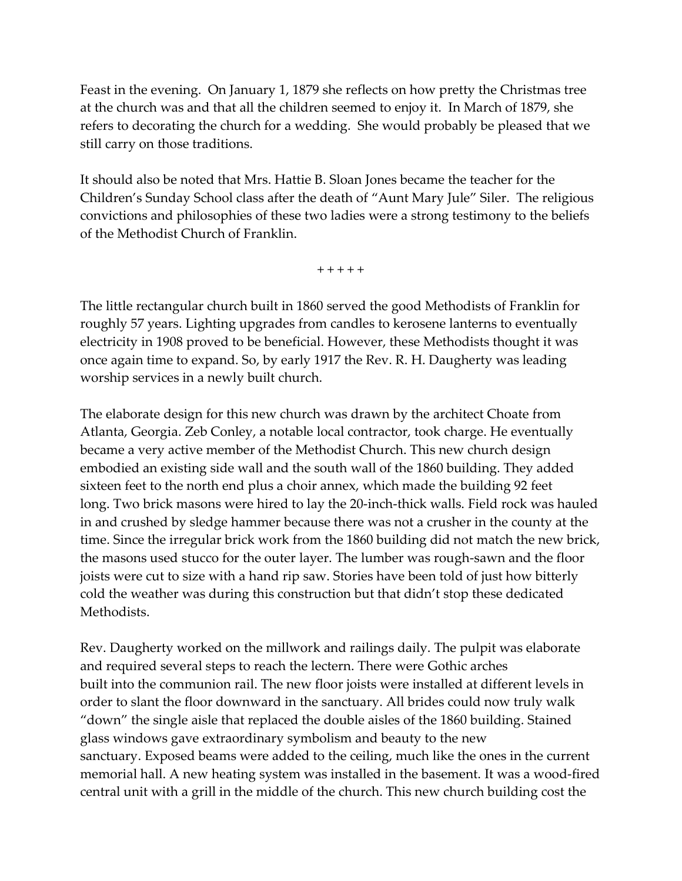Feast in the evening. On January 1, 1879 she reflects on how pretty the Christmas tree at the church was and that all the children seemed to enjoy it. In March of 1879, she refers to decorating the church for a wedding. She would probably be pleased that we still carry on those traditions.

It should also be noted that Mrs. Hattie B. Sloan Jones became the teacher for the Children's Sunday School class after the death of "Aunt Mary Jule" Siler. The religious convictions and philosophies of these two ladies were a strong testimony to the beliefs of the Methodist Church of Franklin.

+ + + + +

The little rectangular church built in 1860 served the good Methodists of Franklin for roughly 57 years. Lighting upgrades from candles to kerosene lanterns to eventually electricity in 1908 proved to be beneficial. However, these Methodists thought it was once again time to expand. So, by early 1917 the Rev. R. H. Daugherty was leading worship services in a newly built church.

The elaborate design for this new church was drawn by the architect Choate from Atlanta, Georgia. Zeb Conley, a notable local contractor, took charge. He eventually became a very active member of the Methodist Church. This new church design embodied an existing side wall and the south wall of the 1860 building. They added sixteen feet to the north end plus a choir annex, which made the building 92 feet long. Two brick masons were hired to lay the 20-inch-thick walls. Field rock was hauled in and crushed by sledge hammer because there was not a crusher in the county at the time. Since the irregular brick work from the 1860 building did not match the new brick, the masons used stucco for the outer layer. The lumber was rough-sawn and the floor joists were cut to size with a hand rip saw. Stories have been told of just how bitterly cold the weather was during this construction but that didn't stop these dedicated Methodists.

Rev. Daugherty worked on the millwork and railings daily. The pulpit was elaborate and required several steps to reach the lectern. There were Gothic arches built into the communion rail. The new floor joists were installed at different levels in order to slant the floor downward in the sanctuary. All brides could now truly walk "down" the single aisle that replaced the double aisles of the 1860 building. Stained glass windows gave extraordinary symbolism and beauty to the new sanctuary. Exposed beams were added to the ceiling, much like the ones in the current memorial hall. A new heating system was installed in the basement. It was a wood-fired central unit with a grill in the middle of the church. This new church building cost the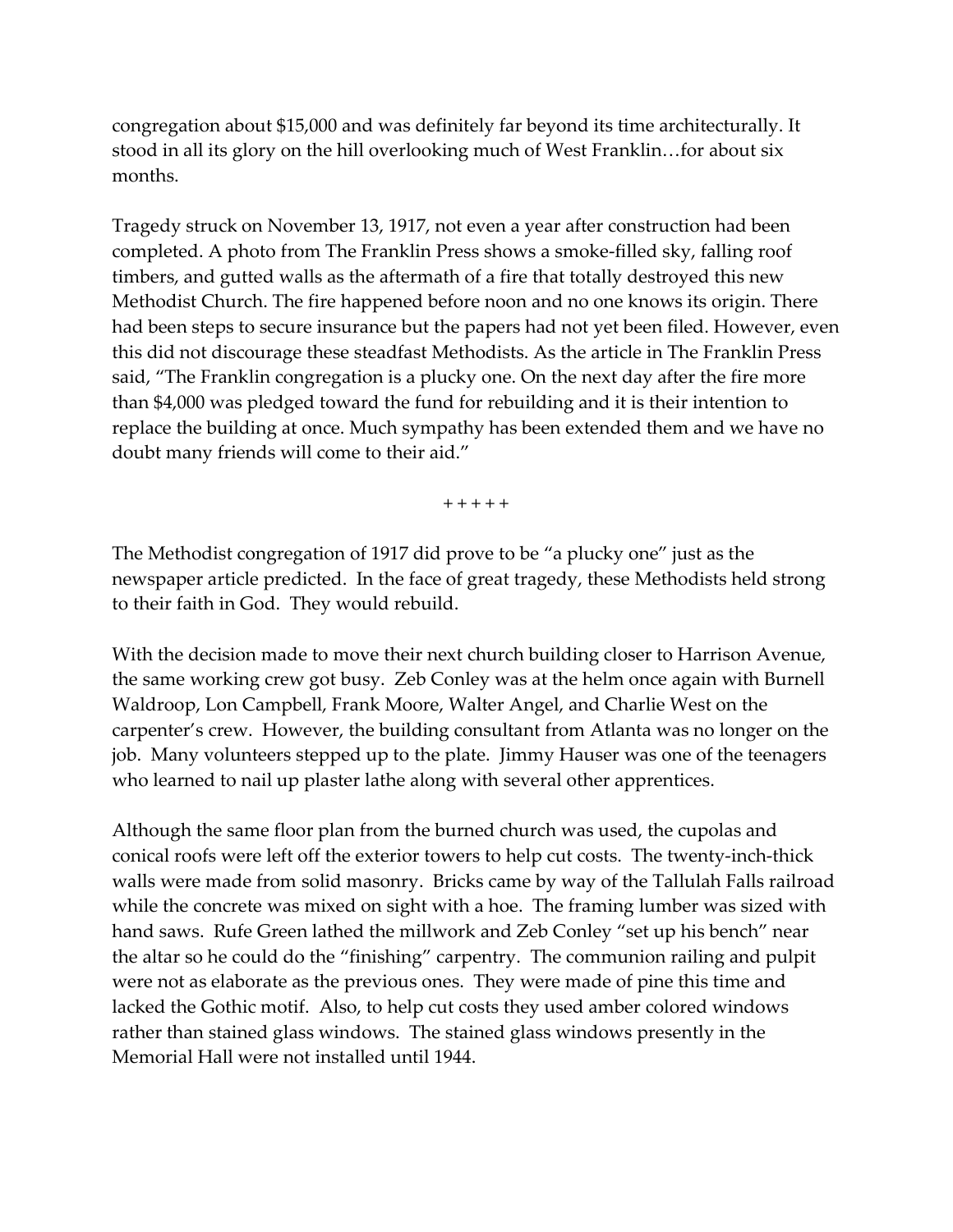congregation about $15,000 and was definitely far beyond its time architecturally. It stood in all its glory on the hill overlooking much of West Franklin…for about six months.

Tragedy struck on November 13, 1917, not even a year after construction had been completed. A photo from The Franklin Press shows a smoke-filled sky, falling roof timbers, and gutted walls as the aftermath of a fire that totally destroyed this new Methodist Church. The fire happened before noon and no one knows its origin. There had been steps to secure insurance but the papers had not yet been filed. However, even this did not discourage these steadfast Methodists. As the article in The Franklin Press said, "The Franklin congregation is a plucky one. On the next day after the fire more than $4,000 was pledged toward the fund for rebuilding and it is their intention to replace the building at once. Much sympathy has been extended them and we have no doubt many friends will come to their aid."

+ + + + +

The Methodist congregation of 1917 did prove to be "a plucky one" just as the newspaper article predicted. In the face of great tragedy, these Methodists held strong to their faith in God. They would rebuild.

With the decision made to move their next church building closer to Harrison Avenue, the same working crew got busy. Zeb Conley was at the helm once again with Burnell Waldroop, Lon Campbell, Frank Moore, Walter Angel, and Charlie West on the carpenter's crew. However, the building consultant from Atlanta was no longer on the job. Many volunteers stepped up to the plate. Jimmy Hauser was one of the teenagers who learned to nail up plaster lathe along with several other apprentices.

Although the same floor plan from the burned church was used, the cupolas and conical roofs were left off the exterior towers to help cut costs. The twenty-inch-thick walls were made from solid masonry. Bricks came by way of the Tallulah Falls railroad while the concrete was mixed on sight with a hoe. The framing lumber was sized with hand saws. Rufe Green lathed the millwork and Zeb Conley "set up his bench" near the altar so he could do the "finishing" carpentry. The communion railing and pulpit were not as elaborate as the previous ones. They were made of pine this time and lacked the Gothic motif. Also, to help cut costs they used amber colored windows rather than stained glass windows. The stained glass windows presently in the Memorial Hall were not installed until 1944.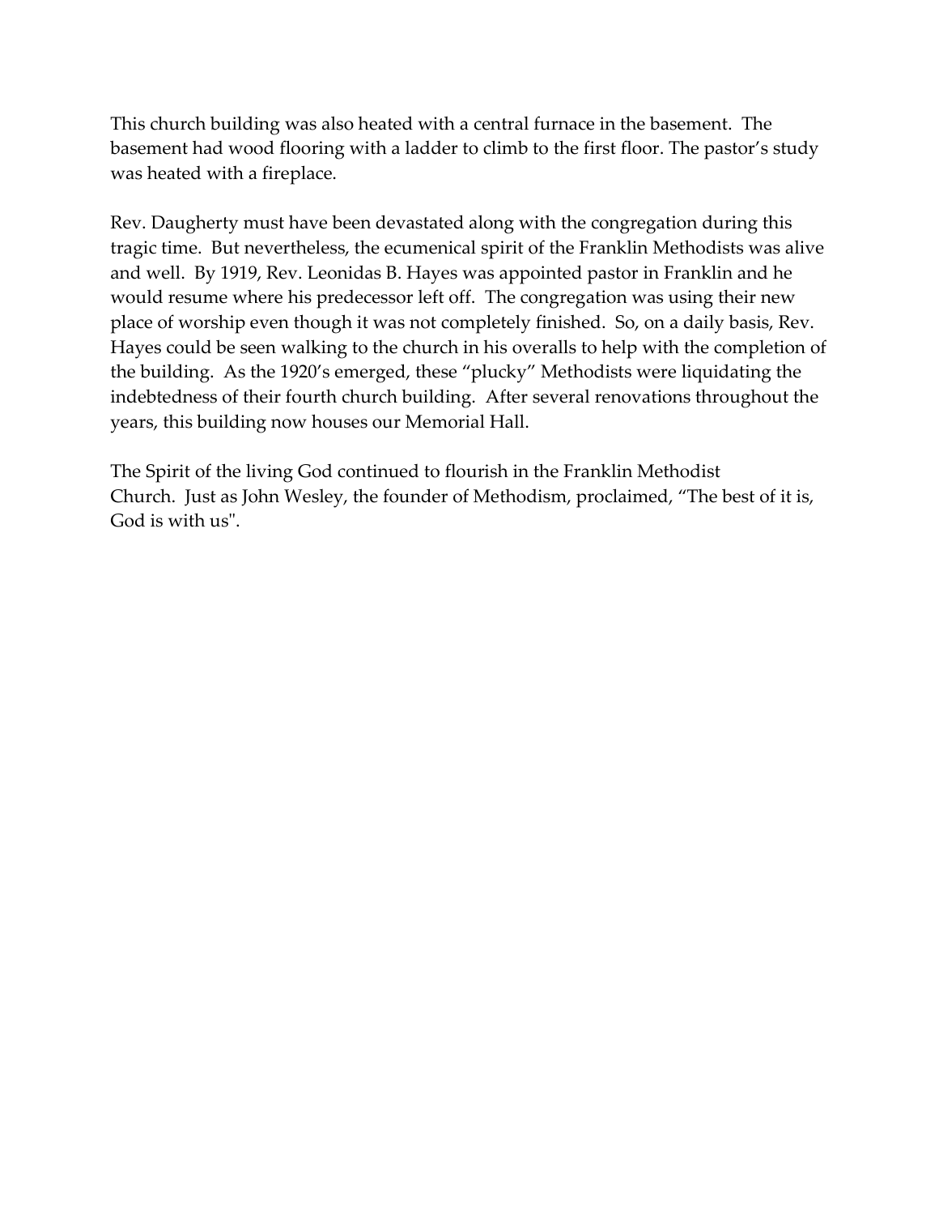This church building was also heated with a central furnace in the basement. The basement had wood flooring with a ladder to climb to the first floor. The pastor's study was heated with a fireplace.

Rev. Daugherty must have been devastated along with the congregation during this tragic time. But nevertheless, the ecumenical spirit of the Franklin Methodists was alive and well. By 1919, Rev. Leonidas B. Hayes was appointed pastor in Franklin and he would resume where his predecessor left off. The congregation was using their new place of worship even though it was not completely finished. So, on a daily basis, Rev. Hayes could be seen walking to the church in his overalls to help with the completion of the building. As the 1920's emerged, these "plucky" Methodists were liquidating the indebtedness of their fourth church building. After several renovations throughout the years, this building now houses our Memorial Hall.

The Spirit of the living God continued to flourish in the Franklin Methodist Church. Just as John Wesley, the founder of Methodism, proclaimed, "The best of it is, God is with us".